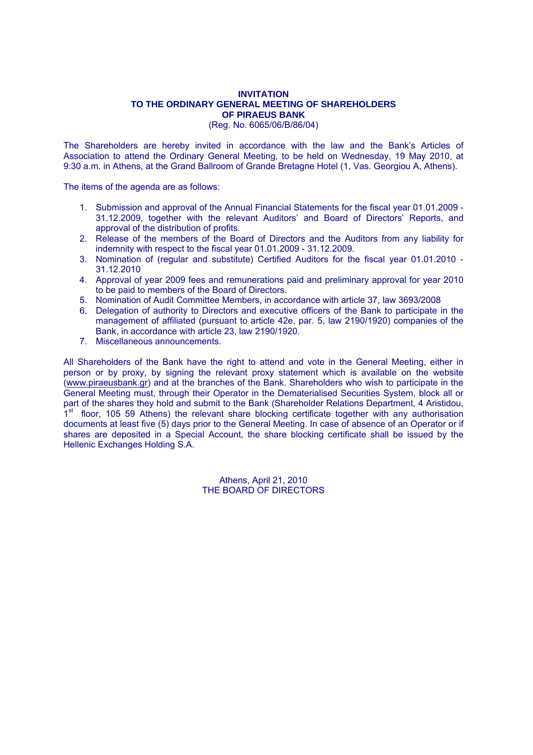# INVITATION
# TO THE ORDINARY GENERAL MEETING OF SHAREHOLDERS
# OF PIRAEUS BANK

(Reg. No. 6065/06/B/86/04)

The Shareholders are hereby invited in accordance with the law and the Bank's Articles of Association to attend the Ordinary General Meeting, to be held on Wednesday, 19 May 2010, at 9:30 a.m. in Athens, at the Grand Ballroom of Grande Bretagne Hotel (1, Vas. Georgiou A, Athens).

The items of the agenda are as follows:

1. Submission and approval of the Annual Financial Statements for the fiscal year 01.01.2009 - 31.12.2009, together with the relevant Auditors' and Board of Directors' Reports, and approval of the distribution of profits.
2. Release of the members of the Board of Directors and the Auditors from any liability for indemnity with respect to the fiscal year 01.01.2009 - 31.12.2009.
3. Nomination of (regular and substitute) Certified Auditors for the fiscal year 01.01.2010 - 31.12.2010
4. Approval of year 2009 fees and remunerations paid and preliminary approval for year 2010 to be paid to members of the Board of Directors.
5. Nomination of Audit Committee Members, in accordance with article 37, law 3693/2008
6. Delegation of authority to Directors and executive officers of the Bank to participate in the management of affiliated (pursuant to article 42e, par. 5, law 2190/1920) companies of the Bank, in accordance with article 23, law 2190/1920.
7. Miscellaneous announcements.

All Shareholders of the Bank have the right to attend and vote in the General Meeting, either in person or by proxy, by signing the relevant proxy statement which is available on the website (www.piraeusbank.gr) and at the branches of the Bank. Shareholders who wish to participate in the General Meeting must, through their Operator in the Dematerialised Securities System, block all or part of the shares they hold and submit to the Bank (Shareholder Relations Department, 4 Aristidou, 1st floor, 105 59 Athens) the relevant share blocking certificate together with any authorisation documents at least five (5) days prior to the General Meeting. In case of absence of an Operator or if shares are deposited in a Special Account, the share blocking certificate shall be issued by the Hellenic Exchanges Holding S.A.

Athens, April 21, 2010
THE BOARD OF DIRECTORS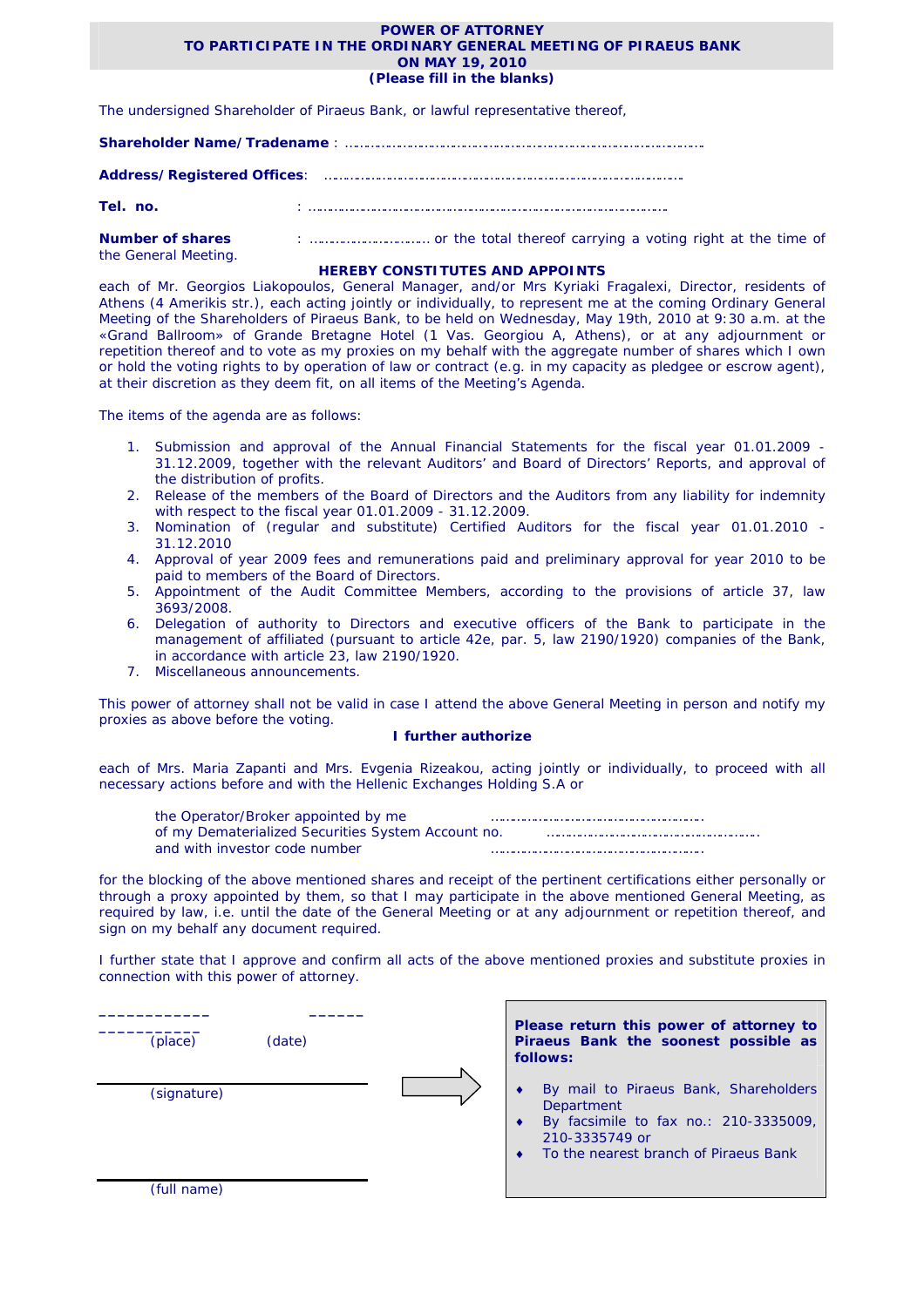# POWER OF ATTORNEY
## TO PARTICIPATE IN THE ORDINARY GENERAL MEETING OF PIRAEUS BANK
## ON MAY 19, 2010
**(Please fill in the blanks)**

The undersigned Shareholder of Piraeus Bank, or lawful representative thereof,

**Shareholder Name/Tradename** : ………………………………………………………………………………

**Address/Registered Offices**: ………………………………………………………………………………

**Tel. no.** : ………………………………………………………………………………

**Number of shares** : ………………………… or the total thereof carrying a voting right at the time of the General Meeting.

**HEREBY CONSTITUTES AND APPOINTS**

each of Mr. Georgios Liakopoulos, General Manager, and/or Mrs Kyriaki Fragalexi, Director, residents of Athens (4 Amerikis str.), each acting jointly or individually, to represent me at the coming Ordinary General Meeting of the Shareholders of Piraeus Bank, to be held on Wednesday, May 19th, 2010 at 9:30 a.m. at the «Grand Ballroom» of Grande Bretagne Hotel (1 Vas. Georgiou A, Athens), or at any adjournment or repetition thereof and to vote as my proxies on my behalf with the aggregate number of shares which I own or hold the voting rights to by operation of law or contract (e.g. in my capacity as pledgee or escrow agent), at their discretion as they deem fit, on all items of the Meeting's Agenda.

The items of the agenda are as follows:

1. Submission and approval of the Annual Financial Statements for the fiscal year 01.01.2009 - 31.12.2009, together with the relevant Auditors' and Board of Directors' Reports, and approval of the distribution of profits.
2. Release of the members of the Board of Directors and the Auditors from any liability for indemnity with respect to the fiscal year 01.01.2009 - 31.12.2009.
3. Nomination of (regular and substitute) Certified Auditors for the fiscal year 01.01.2010 - 31.12.2010
4. Approval of year 2009 fees and remunerations paid and preliminary approval for year 2010 to be paid to members of the Board of Directors.
5. Appointment of the Audit Committee Members, according to the provisions of article 37, law 3693/2008.
6. Delegation of authority to Directors and executive officers of the Bank to participate in the management of affiliated (pursuant to article 42e, par. 5, law 2190/1920) companies of the Bank, in accordance with article 23, law 2190/1920.
7. Miscellaneous announcements.

This power of attorney shall not be valid in case I attend the above General Meeting in person and notify my proxies as above before the voting.

**I further authorize**

each of Mrs. Maria Zapanti and Mrs. Evgenia Rizeakou, acting jointly or individually, to proceed with all necessary actions before and with the Hellenic Exchanges Holding S.A or

the Operator/Broker appointed by me …………………………………………………
of my Dematerialized Securities System Account no. …………………………………………………
and with investor code number …………………………………………………

for the blocking of the above mentioned shares and receipt of the pertinent certifications either personally or through a proxy appointed by them, so that I may participate in the above mentioned General Meeting, as required by law, i.e. until the date of the General Meeting or at any adjournment or repetition thereof, and sign on my behalf any document required.

I further state that I approve and confirm all acts of the above mentioned proxies and substitute proxies in connection with this power of attorney.

_______________________ ______
(place) (date)

_______________________
(signature)

_______________________
(full name)

**Please return this power of attorney to Piraeus Bank the soonest possible as follows:**

- By mail to Piraeus Bank, Shareholders Department
- By facsimile to fax no.: 210-3335009, 210-3335749 or
- To the nearest branch of Piraeus Bank